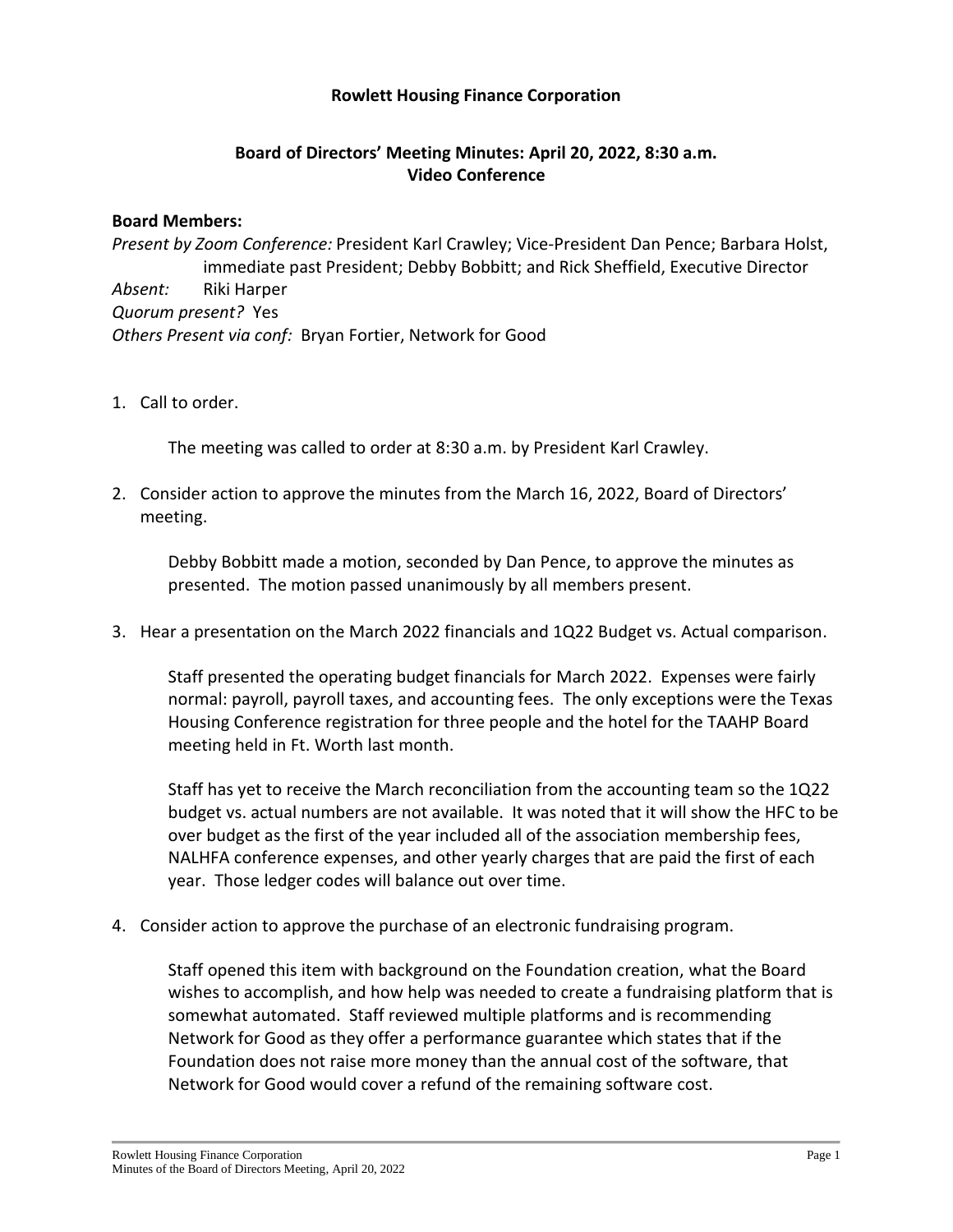**Rowlett Housing Finance Corporation**

**Board of Directors' Meeting Minutes: April 20, 2022, 8:30 a.m.**
**Video Conference**

**Board Members:**

*Present by Zoom Conference:* President Karl Crawley; Vice-President Dan Pence; Barbara Holst, immediate past President; Debby Bobbitt; and Rick Sheffield, Executive Director

*Absent:* Riki Harper

*Quorum present?* Yes

*Others Present via conf:* Bryan Fortier, Network for Good

1. Call to order.

   The meeting was called to order at 8:30 a.m. by President Karl Crawley.

2. Consider action to approve the minutes from the March 16, 2022, Board of Directors' meeting.

   Debby Bobbitt made a motion, seconded by Dan Pence, to approve the minutes as presented. The motion passed unanimously by all members present.

3. Hear a presentation on the March 2022 financials and 1Q22 Budget vs. Actual comparison.

   Staff presented the operating budget financials for March 2022. Expenses were fairly normal: payroll, payroll taxes, and accounting fees. The only exceptions were the Texas Housing Conference registration for three people and the hotel for the TAAHP Board meeting held in Ft. Worth last month.

   Staff has yet to receive the March reconciliation from the accounting team so the 1Q22 budget vs. actual numbers are not available. It was noted that it will show the HFC to be over budget as the first of the year included all of the association membership fees, NALHFA conference expenses, and other yearly charges that are paid the first of each year. Those ledger codes will balance out over time.

4. Consider action to approve the purchase of an electronic fundraising program.

   Staff opened this item with background on the Foundation creation, what the Board wishes to accomplish, and how help was needed to create a fundraising platform that is somewhat automated. Staff reviewed multiple platforms and is recommending Network for Good as they offer a performance guarantee which states that if the Foundation does not raise more money than the annual cost of the software, that Network for Good would cover a refund of the remaining software cost.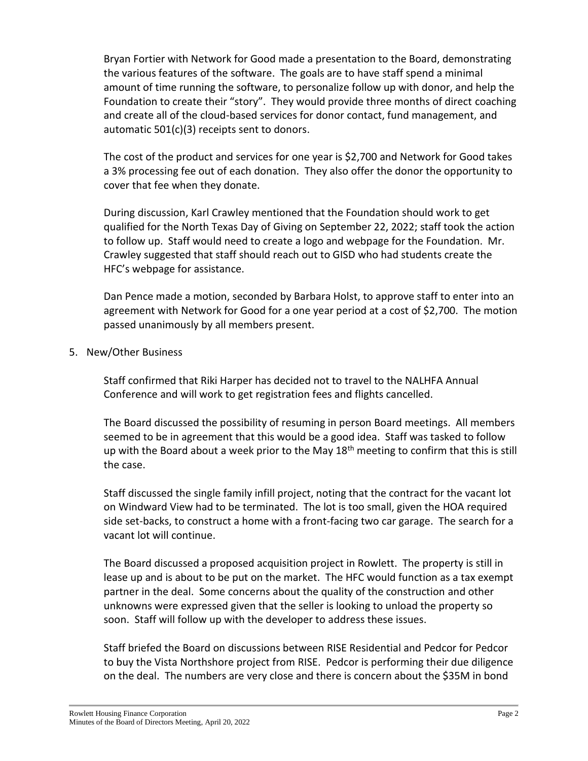Bryan Fortier with Network for Good made a presentation to the Board, demonstrating the various features of the software. The goals are to have staff spend a minimal amount of time running the software, to personalize follow up with donor, and help the Foundation to create their "story". They would provide three months of direct coaching and create all of the cloud-based services for donor contact, fund management, and automatic 501(c)(3) receipts sent to donors.

The cost of the product and services for one year is $2,700 and Network for Good takes a 3% processing fee out of each donation. They also offer the donor the opportunity to cover that fee when they donate.

During discussion, Karl Crawley mentioned that the Foundation should work to get qualified for the North Texas Day of Giving on September 22, 2022; staff took the action to follow up. Staff would need to create a logo and webpage for the Foundation. Mr. Crawley suggested that staff should reach out to GISD who had students create the HFC's webpage for assistance.

Dan Pence made a motion, seconded by Barbara Holst, to approve staff to enter into an agreement with Network for Good for a one year period at a cost of $2,700. The motion passed unanimously by all members present.

5. New/Other Business

   Staff confirmed that Riki Harper has decided not to travel to the NALHFA Annual Conference and will work to get registration fees and flights cancelled.

   The Board discussed the possibility of resuming in person Board meetings. All members seemed to be in agreement that this would be a good idea. Staff was tasked to follow up with the Board about a week prior to the May 18th meeting to confirm that this is still the case.

   Staff discussed the single family infill project, noting that the contract for the vacant lot on Windward View had to be terminated. The lot is too small, given the HOA required side set-backs, to construct a home with a front-facing two car garage. The search for a vacant lot will continue.

   The Board discussed a proposed acquisition project in Rowlett. The property is still in lease up and is about to be put on the market. The HFC would function as a tax exempt partner in the deal. Some concerns about the quality of the construction and other unknowns were expressed given that the seller is looking to unload the property so soon. Staff will follow up with the developer to address these issues.

   Staff briefed the Board on discussions between RISE Residential and Pedcor for Pedcor to buy the Vista Northshore project from RISE. Pedcor is performing their due diligence on the deal. The numbers are very close and there is concern about the $35M in bond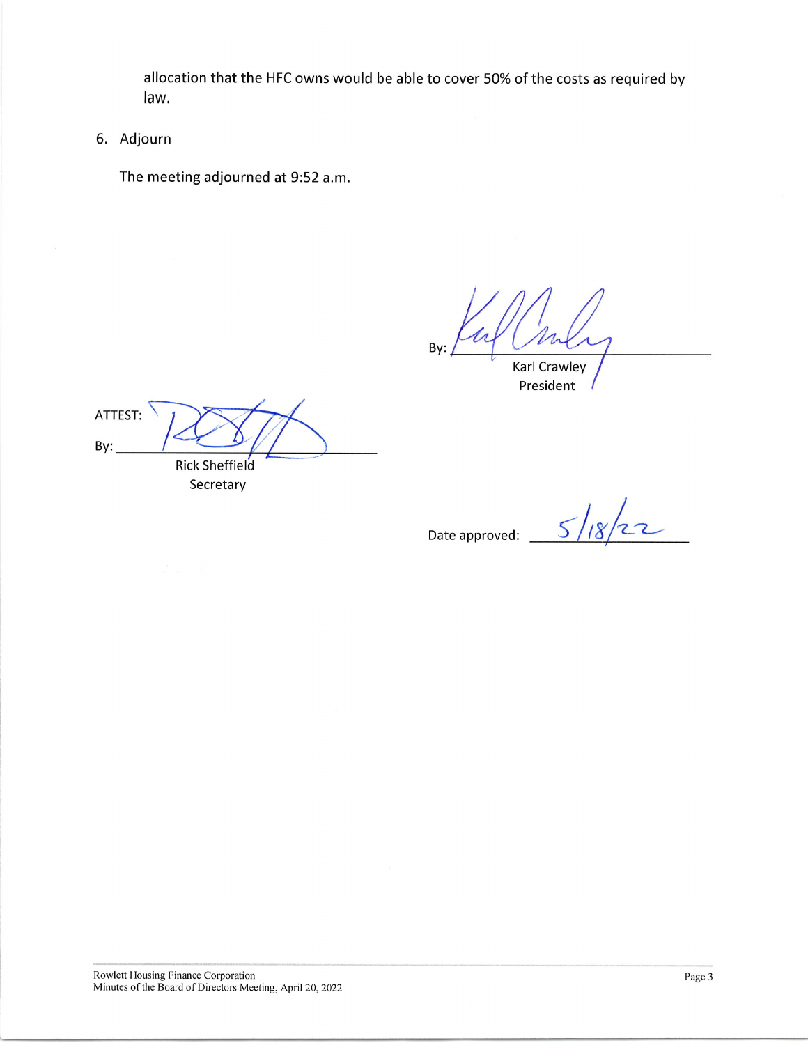allocation that the HFC owns would be able to cover 50% of the costs as required by law.

6. Adjourn

   The meeting adjourned at 9:52 a.m.

By: ______________________
Karl Crawley
President

ATTEST:

By: ______________________
Rick Sheffield
Secretary

Date approved: 5/18/22